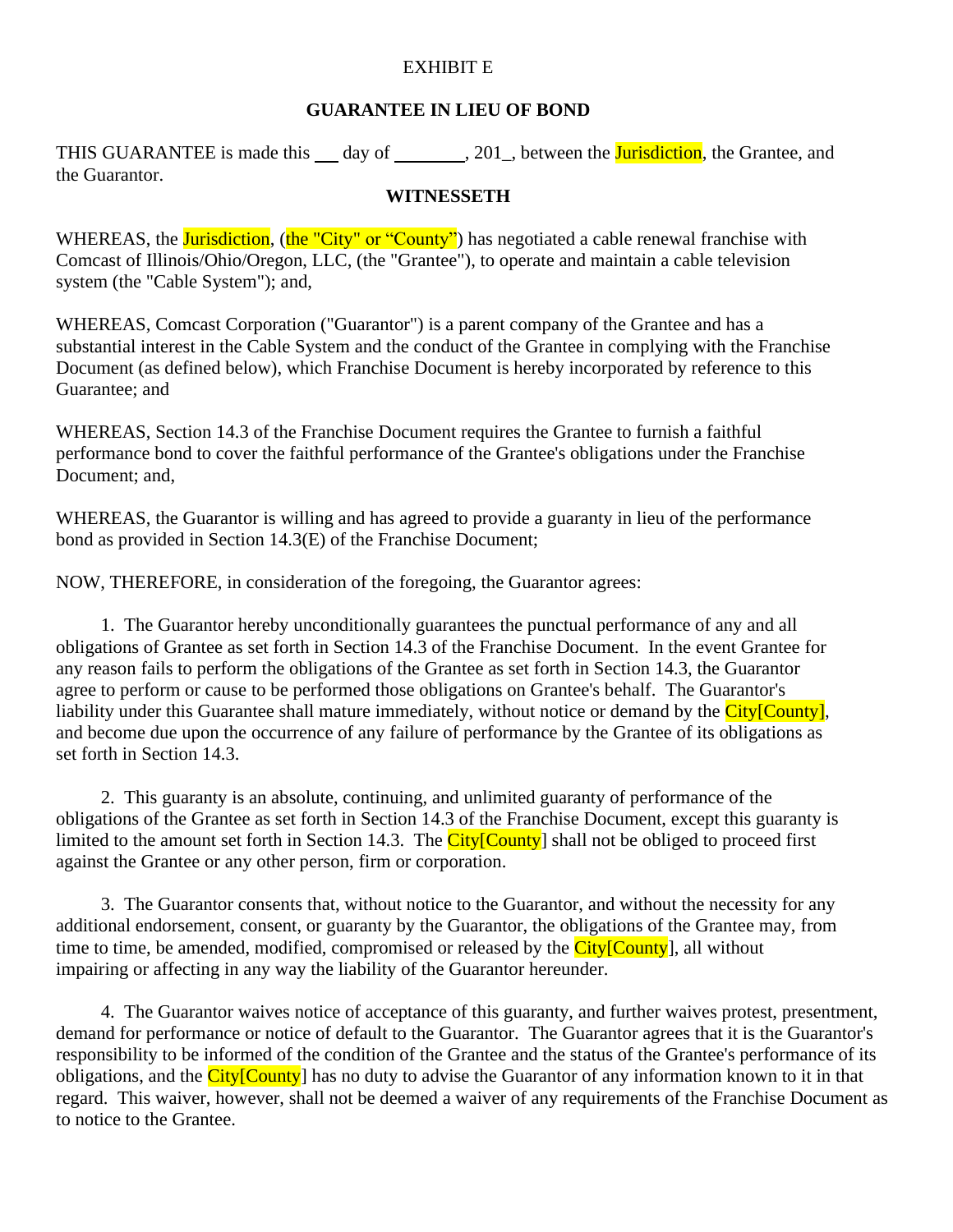EXHIBIT E

**GUARANTEE IN LIEU OF BOND**

THIS GUARANTEE is made this ___ day of ________, 201_, between the Jurisdiction, the Grantee, and the Guarantor.

**WITNESSETH**

WHEREAS, the Jurisdiction, (the "City" or "County") has negotiated a cable renewal franchise with Comcast of Illinois/Ohio/Oregon, LLC, (the "Grantee"), to operate and maintain a cable television system (the "Cable System"); and,

WHEREAS, Comcast Corporation ("Guarantor") is a parent company of the Grantee and has a substantial interest in the Cable System and the conduct of the Grantee in complying with the Franchise Document (as defined below), which Franchise Document is hereby incorporated by reference to this Guarantee; and

WHEREAS, Section 14.3 of the Franchise Document requires the Grantee to furnish a faithful performance bond to cover the faithful performance of the Grantee's obligations under the Franchise Document; and,

WHEREAS, the Guarantor is willing and has agreed to provide a guaranty in lieu of the performance bond as provided in Section 14.3(E) of the Franchise Document;

NOW, THEREFORE, in consideration of the foregoing, the Guarantor agrees:

1. The Guarantor hereby unconditionally guarantees the punctual performance of any and all obligations of Grantee as set forth in Section 14.3 of the Franchise Document. In the event Grantee for any reason fails to perform the obligations of the Grantee as set forth in Section 14.3, the Guarantor agree to perform or cause to be performed those obligations on Grantee's behalf. The Guarantor's liability under this Guarantee shall mature immediately, without notice or demand by the City[County], and become due upon the occurrence of any failure of performance by the Grantee of its obligations as set forth in Section 14.3.

2. This guaranty is an absolute, continuing, and unlimited guaranty of performance of the obligations of the Grantee as set forth in Section 14.3 of the Franchise Document, except this guaranty is limited to the amount set forth in Section 14.3. The City[County] shall not be obliged to proceed first against the Grantee or any other person, firm or corporation.

3. The Guarantor consents that, without notice to the Guarantor, and without the necessity for any additional endorsement, consent, or guaranty by the Guarantor, the obligations of the Grantee may, from time to time, be amended, modified, compromised or released by the City[County], all without impairing or affecting in any way the liability of the Guarantor hereunder.

4. The Guarantor waives notice of acceptance of this guaranty, and further waives protest, presentment, demand for performance or notice of default to the Guarantor. The Guarantor agrees that it is the Guarantor's responsibility to be informed of the condition of the Grantee and the status of the Grantee's performance of its obligations, and the City[County] has no duty to advise the Guarantor of any information known to it in that regard. This waiver, however, shall not be deemed a waiver of any requirements of the Franchise Document as to notice to the Grantee.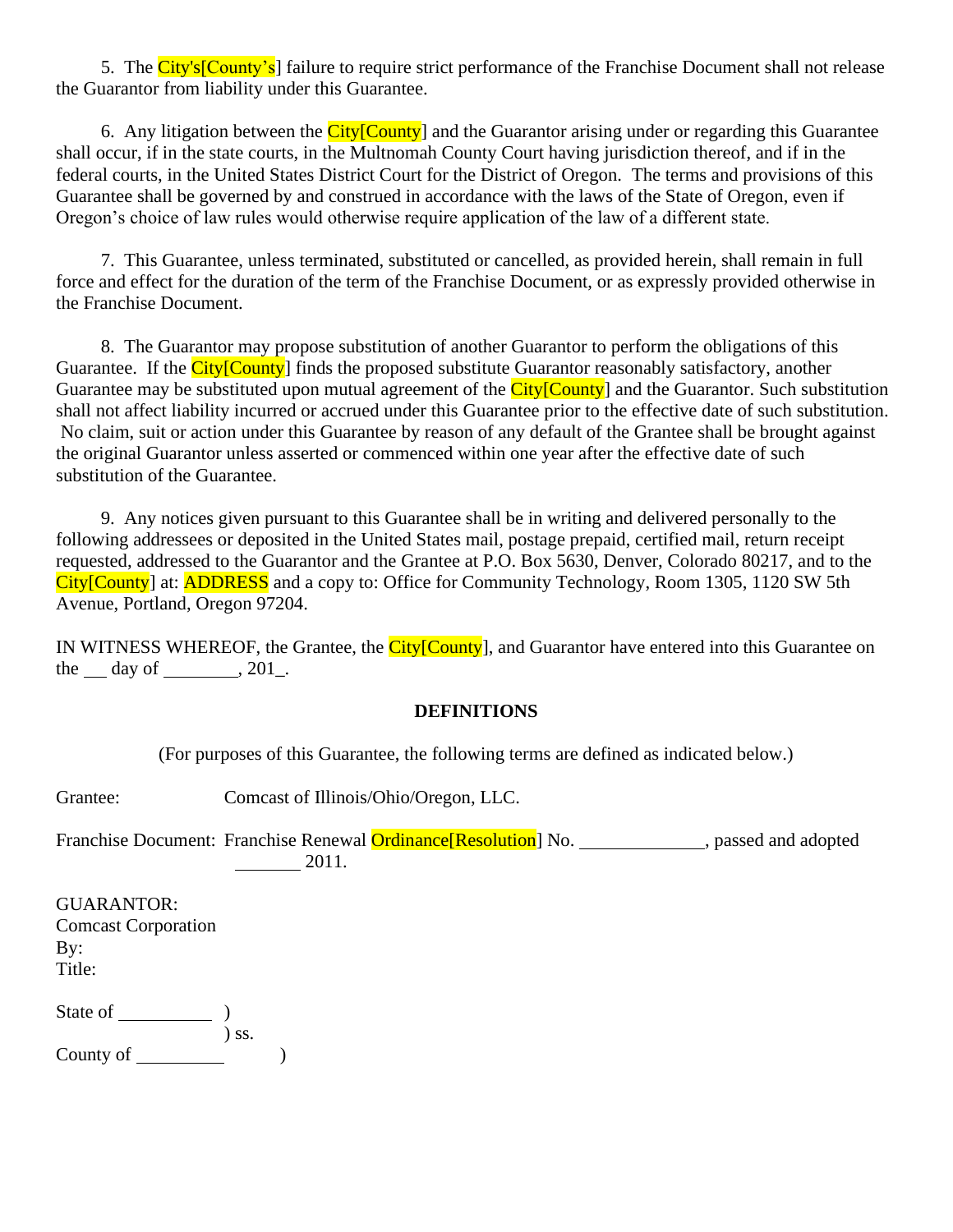5. The City's[County's] failure to require strict performance of the Franchise Document shall not release the Guarantor from liability under this Guarantee.

6. Any litigation between the City[County] and the Guarantor arising under or regarding this Guarantee shall occur, if in the state courts, in the Multnomah County Court having jurisdiction thereof, and if in the federal courts, in the United States District Court for the District of Oregon. The terms and provisions of this Guarantee shall be governed by and construed in accordance with the laws of the State of Oregon, even if Oregon's choice of law rules would otherwise require application of the law of a different state.

7. This Guarantee, unless terminated, substituted or cancelled, as provided herein, shall remain in full force and effect for the duration of the term of the Franchise Document, or as expressly provided otherwise in the Franchise Document.

8. The Guarantor may propose substitution of another Guarantor to perform the obligations of this Guarantee. If the City[County] finds the proposed substitute Guarantor reasonably satisfactory, another Guarantee may be substituted upon mutual agreement of the City[County] and the Guarantor. Such substitution shall not affect liability incurred or accrued under this Guarantee prior to the effective date of such substitution. No claim, suit or action under this Guarantee by reason of any default of the Grantee shall be brought against the original Guarantor unless asserted or commenced within one year after the effective date of such substitution of the Guarantee.

9. Any notices given pursuant to this Guarantee shall be in writing and delivered personally to the following addressees or deposited in the United States mail, postage prepaid, certified mail, return receipt requested, addressed to the Guarantor and the Grantee at P.O. Box 5630, Denver, Colorado 80217, and to the City[County] at: ADDRESS and a copy to: Office for Community Technology, Room 1305, 1120 SW 5th Avenue, Portland, Oregon 97204.

IN WITNESS WHEREOF, the Grantee, the City[County], and Guarantor have entered into this Guarantee on the \_\_ day of \_\_\_\_\_\_\_\_, 201\_.

**DEFINITIONS**

(For purposes of this Guarantee, the following terms are defined as indicated below.)

Grantee: Comcast of Illinois/Ohio/Oregon, LLC.

Franchise Document: Franchise Renewal Ordinance[Resolution] No. \_\_\_\_\_\_\_\_\_\_\_\_\_, passed and adopted \_\_\_\_\_\_\_ 2011.

GUARANTOR:
Comcast Corporation
By:
Title:

State of \_\_\_\_\_\_\_\_\_\_ )
) ss.
County of \_\_\_\_\_\_\_\_\_\_ )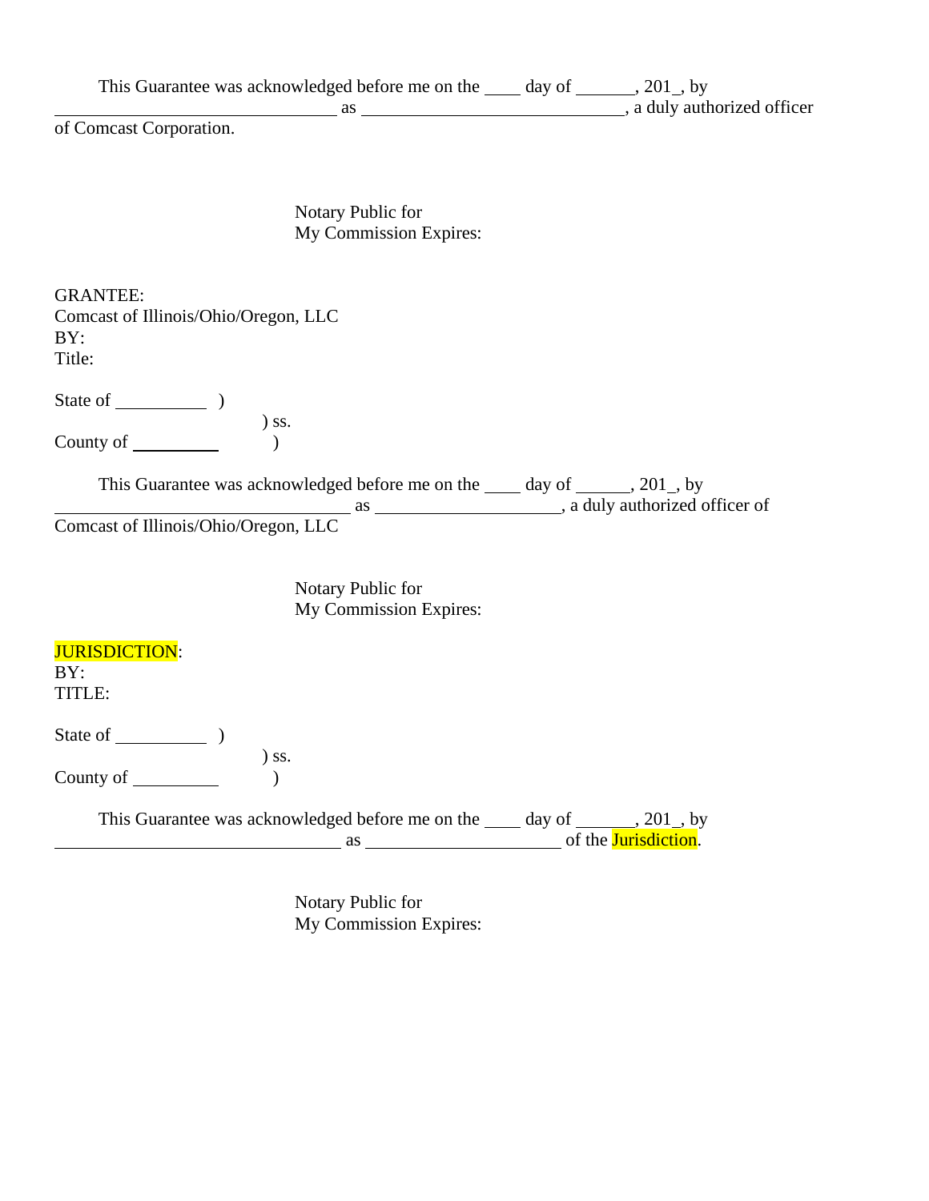This Guarantee was acknowledged before me on the ____ day of _______, 201_, by ________________________________ as ______________________________, a duly authorized officer of Comcast Corporation.

Notary Public for
My Commission Expires:

GRANTEE:
Comcast of Illinois/Ohio/Oregon, LLC
BY:
Title:

State of __________ )
) ss.
County of __________ )

This Guarantee was acknowledged before me on the ____ day of ______, 201_, by ________________________________ as _____________________, a duly authorized officer of Comcast of Illinois/Ohio/Oregon, LLC

Notary Public for
My Commission Expires:

JURISDICTION:
BY:
TITLE:

State of __________ )
) ss.
County of __________ )

This Guarantee was acknowledged before me on the ____ day of _______, 201_, by ________________________________ as ______________________ of the Jurisdiction.

Notary Public for
My Commission Expires: